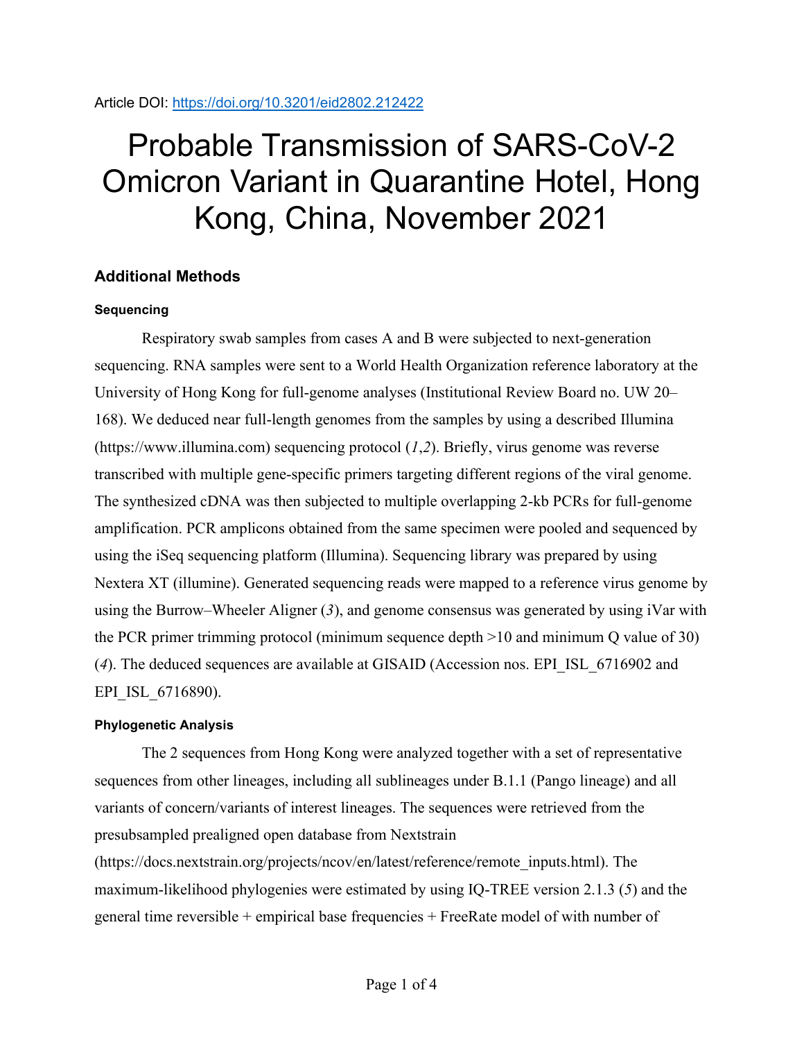Article DOI: https://doi.org/10.3201/eid2802.212422

# Probable Transmission of SARS-CoV-2 Omicron Variant in Quarantine Hotel, Hong Kong, China, November 2021

## Additional Methods

### Sequencing

Respiratory swab samples from cases A and B were subjected to next-generation sequencing. RNA samples were sent to a World Health Organization reference laboratory at the University of Hong Kong for full-genome analyses (Institutional Review Board no. UW 20–168). We deduced near full-length genomes from the samples by using a described Illumina (https://www.illumina.com) sequencing protocol (*1*,*2*). Briefly, virus genome was reverse transcribed with multiple gene-specific primers targeting different regions of the viral genome. The synthesized cDNA was then subjected to multiple overlapping 2-kb PCRs for full-genome amplification. PCR amplicons obtained from the same specimen were pooled and sequenced by using the iSeq sequencing platform (Illumina). Sequencing library was prepared by using Nextera XT (illumine). Generated sequencing reads were mapped to a reference virus genome by using the Burrow–Wheeler Aligner (*3*), and genome consensus was generated by using iVar with the PCR primer trimming protocol (minimum sequence depth >10 and minimum Q value of 30) (*4*). The deduced sequences are available at GISAID (Accession nos. EPI_ISL_6716902 and EPI_ISL_6716890).

### Phylogenetic Analysis

The 2 sequences from Hong Kong were analyzed together with a set of representative sequences from other lineages, including all sublineages under B.1.1 (Pango lineage) and all variants of concern/variants of interest lineages. The sequences were retrieved from the presubsampled prealigned open database from Nextstrain (https://docs.nextstrain.org/projects/ncov/en/latest/reference/remote_inputs.html). The maximum-likelihood phylogenies were estimated by using IQ-TREE version 2.1.3 (*5*) and the general time reversible + empirical base frequencies + FreeRate model of with number of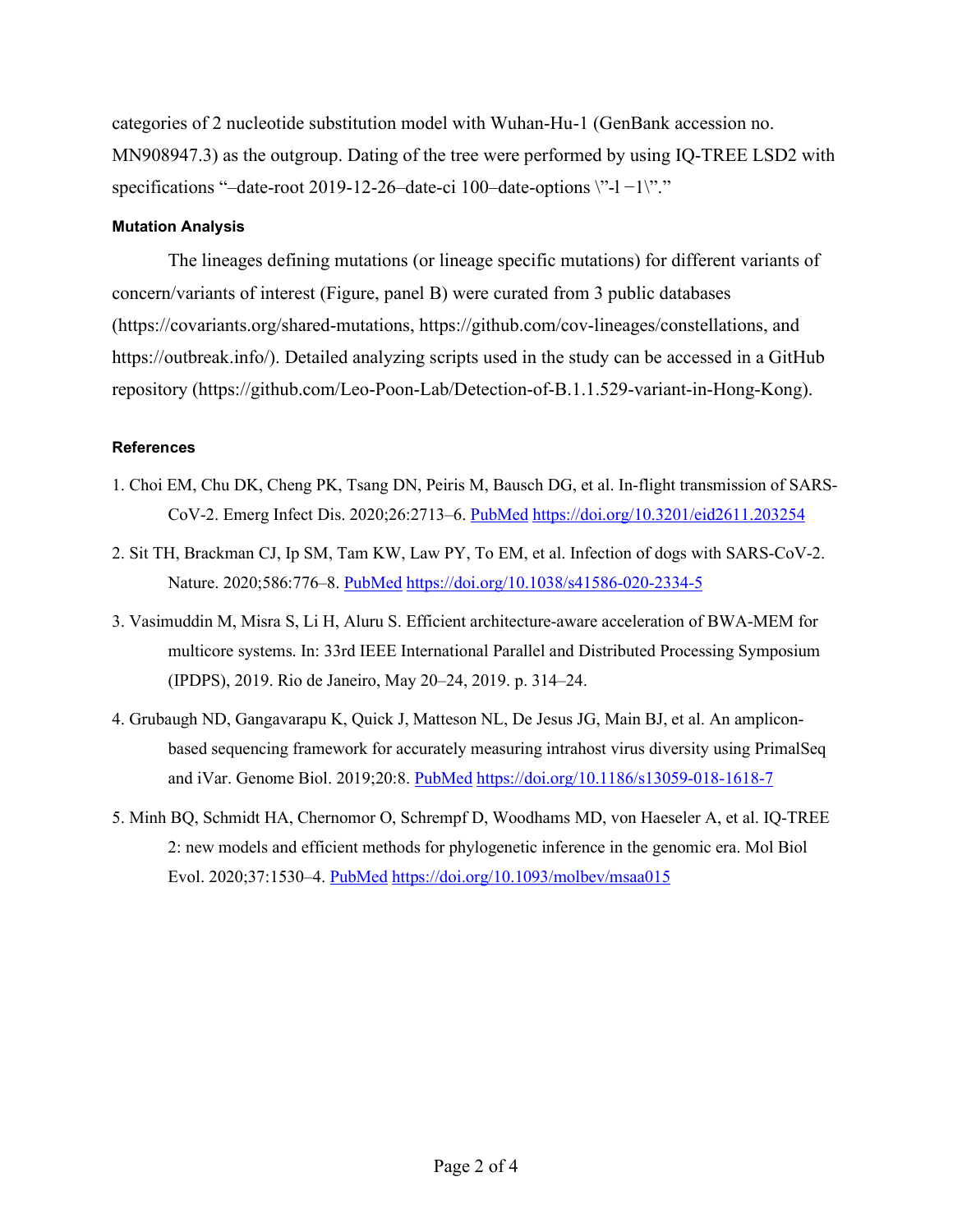categories of 2 nucleotide substitution model with Wuhan-Hu-1 (GenBank accession no. MN908947.3) as the outgroup. Dating of the tree were performed by using IQ-TREE LSD2 with specifications "–date-root 2019-12-26–date-ci 100–date-options \"-l −1\"."

#### Mutation Analysis

The lineages defining mutations (or lineage specific mutations) for different variants of concern/variants of interest (Figure, panel B) were curated from 3 public databases (https://covariants.org/shared-mutations, https://github.com/cov-lineages/constellations, and https://outbreak.info/). Detailed analyzing scripts used in the study can be accessed in a GitHub repository (https://github.com/Leo-Poon-Lab/Detection-of-B.1.1.529-variant-in-Hong-Kong).

#### References

1. Choi EM, Chu DK, Cheng PK, Tsang DN, Peiris M, Bausch DG, et al. In-flight transmission of SARS-CoV-2. Emerg Infect Dis. 2020;26:2713–6. PubMed https://doi.org/10.3201/eid2611.203254
2. Sit TH, Brackman CJ, Ip SM, Tam KW, Law PY, To EM, et al. Infection of dogs with SARS-CoV-2. Nature. 2020;586:776–8. PubMed https://doi.org/10.1038/s41586-020-2334-5
3. Vasimuddin M, Misra S, Li H, Aluru S. Efficient architecture-aware acceleration of BWA-MEM for multicore systems. In: 33rd IEEE International Parallel and Distributed Processing Symposium (IPDPS), 2019. Rio de Janeiro, May 20–24, 2019. p. 314–24.
4. Grubaugh ND, Gangavarapu K, Quick J, Matteson NL, De Jesus JG, Main BJ, et al. An amplicon-based sequencing framework for accurately measuring intrahost virus diversity using PrimalSeq and iVar. Genome Biol. 2019;20:8. PubMed https://doi.org/10.1186/s13059-018-1618-7
5. Minh BQ, Schmidt HA, Chernomor O, Schrempf D, Woodhams MD, von Haeseler A, et al. IQ-TREE 2: new models and efficient methods for phylogenetic inference in the genomic era. Mol Biol Evol. 2020;37:1530–4. PubMed https://doi.org/10.1093/molbev/msaa015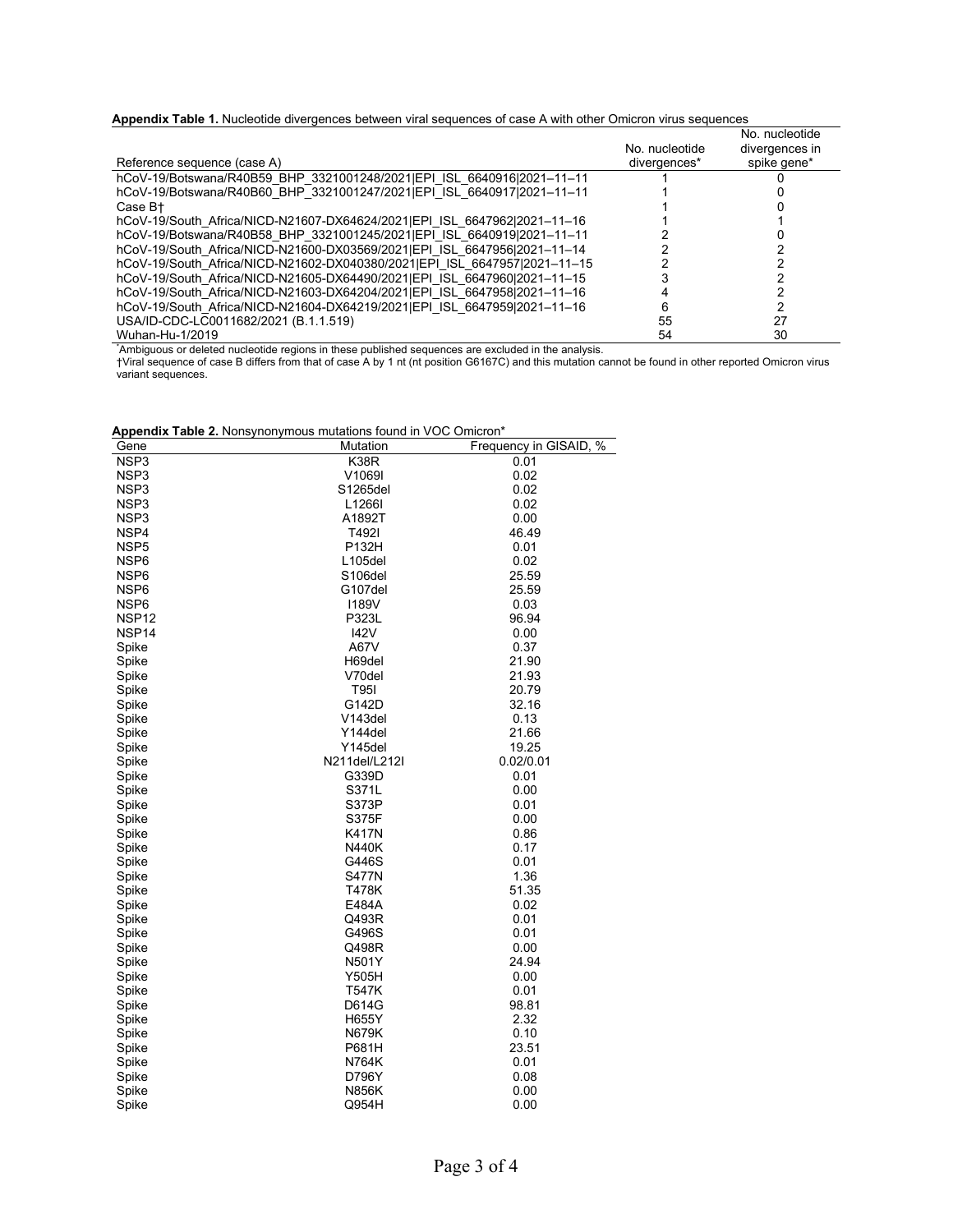**Appendix Table 1.** Nucleotide divergences between viral sequences of case A with other Omicron virus sequences

| Reference sequence (case A) | No. nucleotide divergences* | No. nucleotide divergences in spike gene* |
|---|---|---|
| hCoV-19/Botswana/R40B59_BHP_3321001248/2021\|EPI_ISL_6640916\|2021–11–11 | 1 | 0 |
| hCoV-19/Botswana/R40B60_BHP_3321001247/2021\|EPI_ISL_6640917\|2021–11–11 | 1 | 0 |
| Case B† | 1 | 0 |
| hCoV-19/South_Africa/NICD-N21607-DX64624/2021\|EPI_ISL_6647962\|2021–11–16 | 1 | 1 |
| hCoV-19/Botswana/R40B58_BHP_3321001245/2021\|EPI_ISL_6640919\|2021–11–11 | 2 | 0 |
| hCoV-19/South_Africa/NICD-N21600-DX03569/2021\|EPI_ISL_6647956\|2021–11–14 | 2 | 2 |
| hCoV-19/South_Africa/NICD-N21602-DX040380/2021\|EPI_ISL_6647957\|2021–11–15 | 2 | 2 |
| hCoV-19/South_Africa/NICD-N21605-DX64490/2021\|EPI_ISL_6647960\|2021–11–15 | 3 | 2 |
| hCoV-19/South_Africa/NICD-N21603-DX64204/2021\|EPI_ISL_6647958\|2021–11–16 | 4 | 2 |
| hCoV-19/South_Africa/NICD-N21604-DX64219/2021\|EPI_ISL_6647959\|2021–11–16 | 6 | 2 |
| USA/ID-CDC-LC0011682/2021 (B.1.1.519) | 55 | 27 |
| Wuhan-Hu-1/2019 | 54 | 30 |

*Ambiguous or deleted nucleotide regions in these published sequences are excluded in the analysis.
†Viral sequence of case B differs from that of case A by 1 nt (nt position G6167C) and this mutation cannot be found in other reported Omicron virus variant sequences.

**Appendix Table 2.** Nonsynonymous mutations found in VOC Omicron*

| Gene | Mutation | Frequency in GISAID, % |
|---|---|---|
| NSP3 | K38R | 0.01 |
| NSP3 | V1069I | 0.02 |
| NSP3 | S1265del | 0.02 |
| NSP3 | L1266I | 0.02 |
| NSP3 | A1892T | 0.00 |
| NSP4 | T492I | 46.49 |
| NSP5 | P132H | 0.01 |
| NSP6 | L105del | 0.02 |
| NSP6 | S106del | 25.59 |
| NSP6 | G107del | 25.59 |
| NSP6 | I189V | 0.03 |
| NSP12 | P323L | 96.94 |
| NSP14 | I42V | 0.00 |
| Spike | A67V | 0.37 |
| Spike | H69del | 21.90 |
| Spike | V70del | 21.93 |
| Spike | T95I | 20.79 |
| Spike | G142D | 32.16 |
| Spike | V143del | 0.13 |
| Spike | Y144del | 21.66 |
| Spike | Y145del | 19.25 |
| Spike | N211del/L212I | 0.02/0.01 |
| Spike | G339D | 0.01 |
| Spike | S371L | 0.00 |
| Spike | S373P | 0.01 |
| Spike | S375F | 0.00 |
| Spike | K417N | 0.86 |
| Spike | N440K | 0.17 |
| Spike | G446S | 0.01 |
| Spike | S477N | 1.36 |
| Spike | T478K | 51.35 |
| Spike | E484A | 0.02 |
| Spike | Q493R | 0.01 |
| Spike | G496S | 0.01 |
| Spike | Q498R | 0.00 |
| Spike | N501Y | 24.94 |
| Spike | Y505H | 0.00 |
| Spike | T547K | 0.01 |
| Spike | D614G | 98.81 |
| Spike | H655Y | 2.32 |
| Spike | N679K | 0.10 |
| Spike | P681H | 23.51 |
| Spike | N764K | 0.01 |
| Spike | D796Y | 0.08 |
| Spike | N856K | 0.00 |
| Spike | Q954H | 0.00 |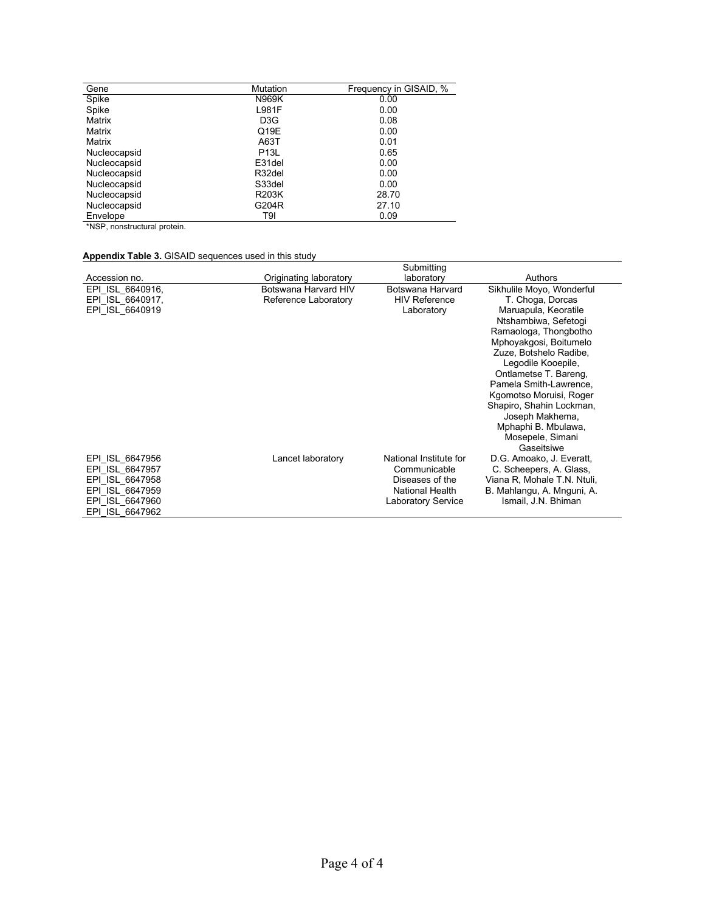| Gene | Mutation | Frequency in GISAID, % |
|---|---|---|
| Spike | N969K | 0.00 |
| Spike | L981F | 0.00 |
| Matrix | D3G | 0.08 |
| Matrix | Q19E | 0.00 |
| Matrix | A63T | 0.01 |
| Nucleocapsid | P13L | 0.65 |
| Nucleocapsid | E31del | 0.00 |
| Nucleocapsid | R32del | 0.00 |
| Nucleocapsid | S33del | 0.00 |
| Nucleocapsid | R203K | 28.70 |
| Nucleocapsid | G204R | 27.10 |
| Envelope | T9I | 0.09 |

*NSP, nonstructural protein.

**Appendix Table 3.** GISAID sequences used in this study

| Accession no. | Originating laboratory | Submitting laboratory | Authors |
|---|---|---|---|
| EPI_ISL_6640916, EPI_ISL_6640917, EPI_ISL_6640919 | Botswana Harvard HIV Reference Laboratory | Botswana Harvard HIV Reference Laboratory | Sikhulile Moyo, Wonderful T. Choga, Dorcas Maruapula, Keoratile Ntshambiwa, Sefetogi Ramaologa, Thongbotho Mphoyakgosi, Boitumelo Zuze, Botshelo Radibe, Legodile Kooepile, Ontlametse T. Bareng, Pamela Smith-Lawrence, Kgomotso Moruisi, Roger Shapiro, Shahin Lockman, Joseph Makhema, Mphaphi B. Mbulawa, Mosepele, Simani Gaseitsiwe |
| EPI_ISL_6647956 EPI_ISL_6647957 EPI_ISL_6647958 EPI_ISL_6647959 EPI_ISL_6647960 EPI_ISL_6647962 | Lancet laboratory | National Institute for Communicable Diseases of the National Health Laboratory Service | D.G. Amoako, J. Everatt, C. Scheepers, A. Glass, Viana R, Mohale T.N. Ntuli, B. Mahlangu, A. Mnguni, A. Ismail, J.N. Bhiman |